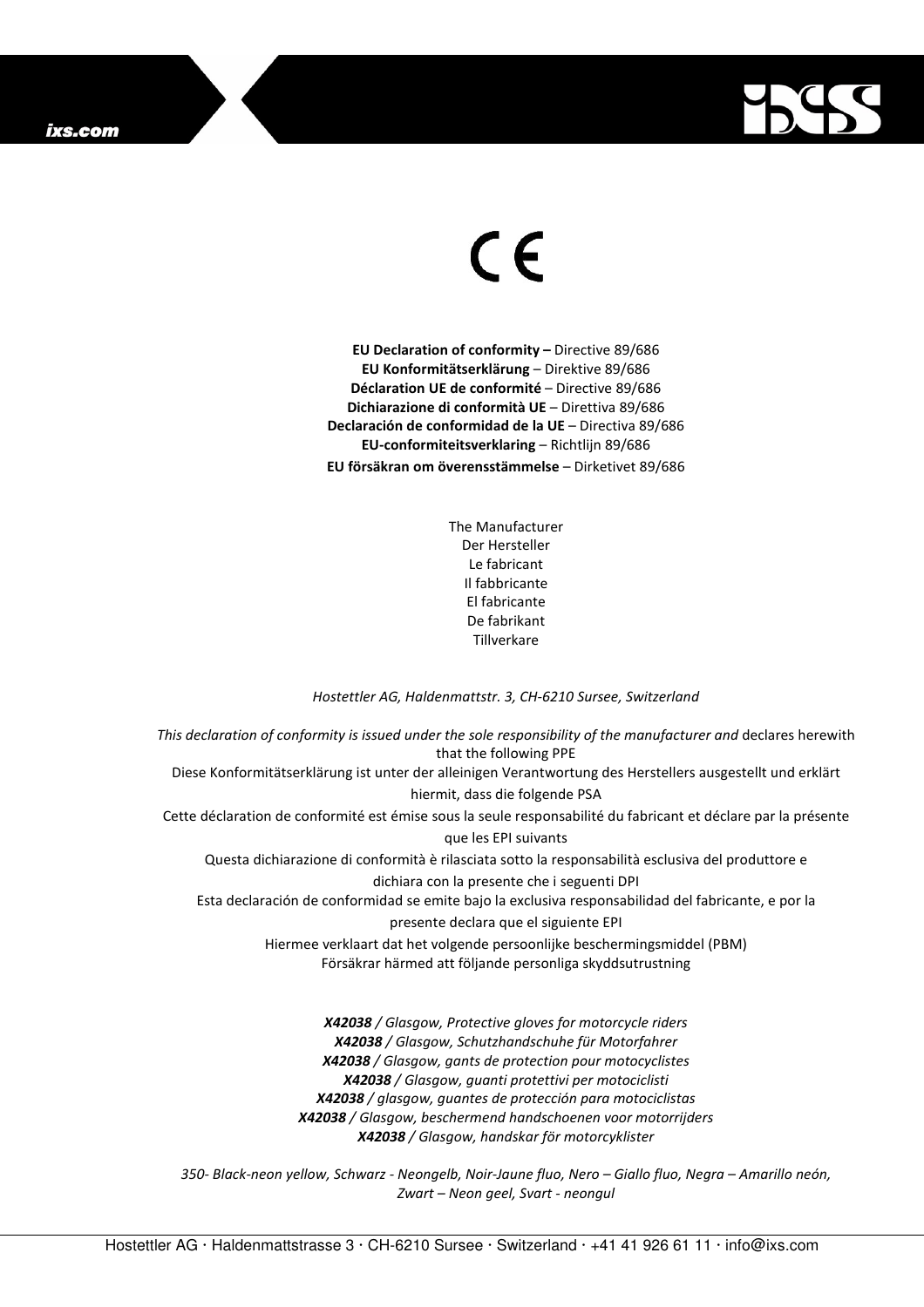ixs.com

CE

**EU Declaration of conformity –** Directive 89/686
**EU Konformitätserklärung** – Direktive 89/686
**Déclaration UE de conformité** – Directive 89/686
**Dichiarazione di conformità UE** – Direttiva 89/686
**Declaración de conformidad de la UE** – Directiva 89/686
**EU-conformiteitsverklaring** – Richtlijn 89/686
**EU försäkran om överensstämmelse** – Dirketivet 89/686

The Manufacturer
Der Hersteller
Le fabricant
Il fabbricante
El fabricante
De fabrikant
Tillverkare

*Hostettler AG, Haldenmattstr. 3, CH-6210 Sursee, Switzerland*

*This declaration of conformity is issued under the sole responsibility of the manufacturer and* declares herewith that the following PPE
Diese Konformitätserklärung ist unter der alleinigen Verantwortung des Herstellers ausgestellt und erklärt hiermit, dass die folgende PSA
Cette déclaration de conformité est émise sous la seule responsabilité du fabricant et déclare par la présente que les EPI suivants
Questa dichiarazione di conformità è rilasciata sotto la responsabilità esclusiva del produttore e dichiara con la presente che i seguenti DPI
Esta declaración de conformidad se emite bajo la exclusiva responsabilidad del fabricante, e por la presente declara que el siguiente EPI
Hiermee verklaart dat het volgende persoonlijke beschermingsmiddel (PBM)
Försäkrar härmed att följande personliga skyddsutrustning

***X42038** / Glasgow, Protective gloves for motorcycle riders*
***X42038** / Glasgow, Schutzhandschuhe für Motorfahrer*
***X42038** / Glasgow, gants de protection pour motocyclistes*
***X42038** / Glasgow, guanti protettivi per motociclisti*
***X42038** / glasgow, guantes de protección para motociclistas*
***X42038** / Glasgow, beschermend handschoenen voor motorrijders*
***X42038** / Glasgow, handskar för motorcyklister*

*350- Black-neon yellow, Schwarz - Neongelb, Noir-Jaune fluo, Nero – Giallo fluo, Negra – Amarillo neón, Zwart – Neon geel, Svart - neongul*

Hostettler AG · Haldenmattstrasse 3 · CH-6210 Sursee · Switzerland · +41 41 926 61 11 · info@ixs.com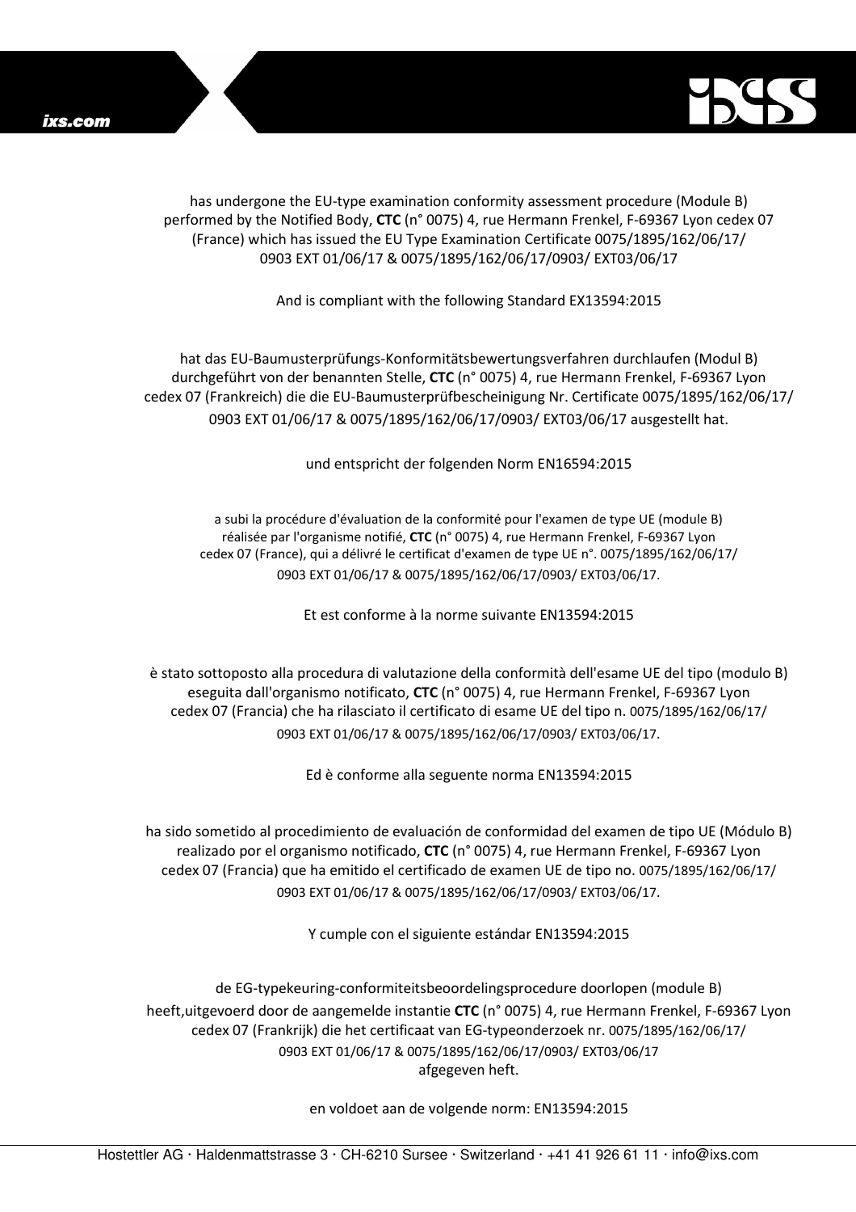has undergone the EU-type examination conformity assessment procedure (Module B) performed by the Notified Body, **CTC** (n° 0075) 4, rue Hermann Frenkel, F-69367 Lyon cedex 07 (France) which has issued the EU Type Examination Certificate 0075/1895/162/06/17/ 0903 EXT 01/06/17 & 0075/1895/162/06/17/0903/ EXT03/06/17

And is compliant with the following Standard EX13594:2015

hat das EU-Baumusterprüfungs-Konformitätsbewertungsverfahren durchlaufen (Modul B) durchgeführt von der benannten Stelle, **CTC** (n° 0075) 4, rue Hermann Frenkel, F-69367 Lyon cedex 07 (Frankreich) die die EU-Baumusterprüfbescheinigung Nr. Certificate 0075/1895/162/06/17/ 0903 EXT 01/06/17 & 0075/1895/162/06/17/0903/ EXT03/06/17 ausgestellt hat.

und entspricht der folgenden Norm EN16594:2015

a subi la procédure d'évaluation de la conformité pour l'examen de type UE (module B) réalisée par l'organisme notifié, **CTC** (n° 0075) 4, rue Hermann Frenkel, F-69367 Lyon cedex 07 (France), qui a délivré le certificat d'examen de type UE n°. 0075/1895/162/06/17/ 0903 EXT 01/06/17 & 0075/1895/162/06/17/0903/ EXT03/06/17.

Et est conforme à la norme suivante EN13594:2015

è stato sottoposto alla procedura di valutazione della conformità dell'esame UE del tipo (modulo B) eseguita dall'organismo notificato, **CTC** (n° 0075) 4, rue Hermann Frenkel, F-69367 Lyon cedex 07 (Francia) che ha rilasciato il certificato di esame UE del tipo n. 0075/1895/162/06/17/ 0903 EXT 01/06/17 & 0075/1895/162/06/17/0903/ EXT03/06/17.

Ed è conforme alla seguente norma EN13594:2015

ha sido sometido al procedimiento de evaluación de conformidad del examen de tipo UE (Módulo B) realizado por el organismo notificado, **CTC** (n° 0075) 4, rue Hermann Frenkel, F-69367 Lyon cedex 07 (Francia) que ha emitido el certificado de examen UE de tipo no. 0075/1895/162/06/17/ 0903 EXT 01/06/17 & 0075/1895/162/06/17/0903/ EXT03/06/17.

Y cumple con el siguiente estándar EN13594:2015

de EG-typekeuring-conformiteitsbeoordelingsprocedure doorlopen (module B) heeft,uitgevoerd door de aangemelde instantie **CTC** (n° 0075) 4, rue Hermann Frenkel, F-69367 Lyon cedex 07 (Frankrijk) die het certificaat van EG-typeonderzoek nr. 0075/1895/162/06/17/ 0903 EXT 01/06/17 & 0075/1895/162/06/17/0903/ EXT03/06/17 afgegeven heft.

en voldoet aan de volgende norm: EN13594:2015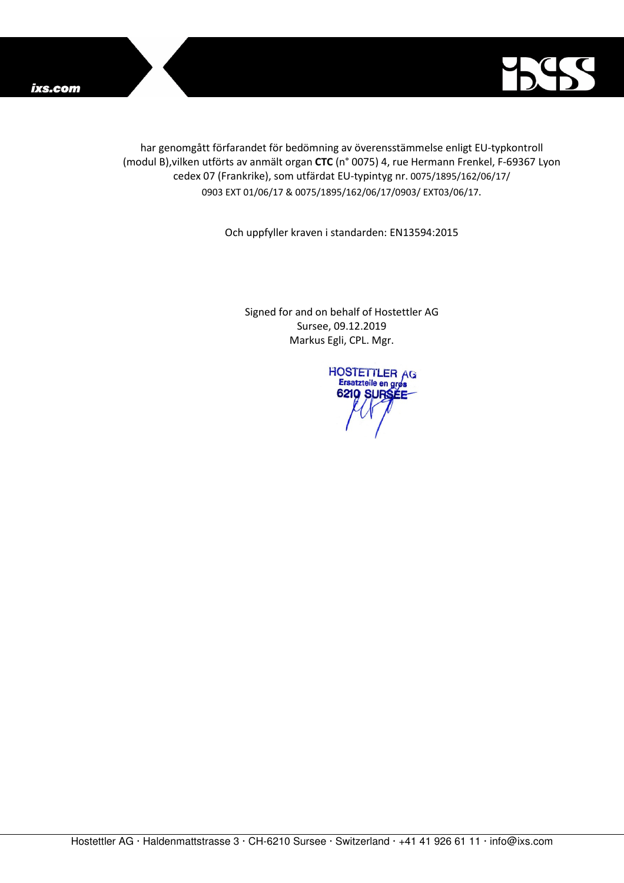har genomgått förfarandet för bedömning av överensstämmelse enligt EU-typkontroll (modul B),vilken utförts av anmält organ **CTC** (n° 0075) 4, rue Hermann Frenkel, F-69367 Lyon cedex 07 (Frankrike), som utfärdat EU-typintyg nr. 0075/1895/162/06/17/0903 EXT 01/06/17 & 0075/1895/162/06/17/0903/ EXT03/06/17.

Och uppfyller kraven i standarden: EN13594:2015

Signed for and on behalf of Hostettler AG
Sursee, 09.12.2019
Markus Egli, CPL. Mgr.

HOSTETTLER AG
Ersatzteile en gros
6210 SURSEE